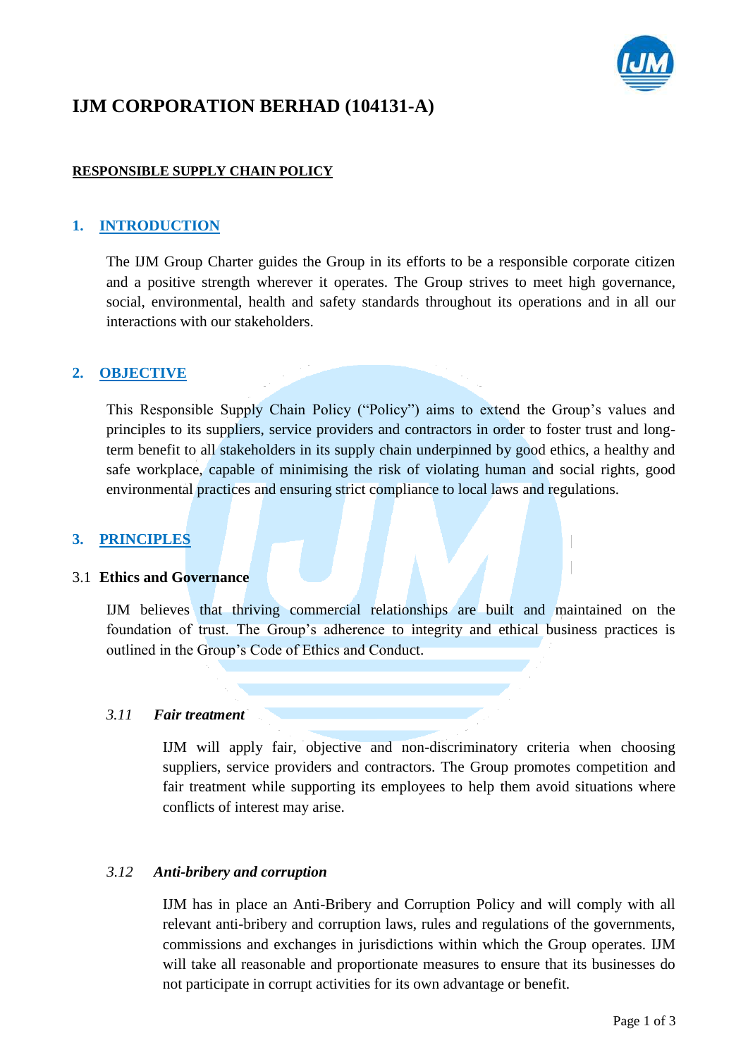# IJM CORPORATION BERHAD (104131-A)

**RESPONSIBLE SUPPLY CHAIN POLICY**

## 1. INTRODUCTION

The IJM Group Charter guides the Group in its efforts to be a responsible corporate citizen and a positive strength wherever it operates. The Group strives to meet high governance, social, environmental, health and safety standards throughout its operations and in all our interactions with our stakeholders.

## 2. OBJECTIVE

This Responsible Supply Chain Policy ("Policy") aims to extend the Group's values and principles to its suppliers, service providers and contractors in order to foster trust and long-term benefit to all stakeholders in its supply chain underpinned by good ethics, a healthy and safe workplace, capable of minimising the risk of violating human and social rights, good environmental practices and ensuring strict compliance to local laws and regulations.

## 3. PRINCIPLES

### 3.1 Ethics and Governance

IJM believes that thriving commercial relationships are built and maintained on the foundation of trust. The Group's adherence to integrity and ethical business practices is outlined in the Group's Code of Ethics and Conduct.

#### *3.11 Fair treatment*

IJM will apply fair, objective and non-discriminatory criteria when choosing suppliers, service providers and contractors. The Group promotes competition and fair treatment while supporting its employees to help them avoid situations where conflicts of interest may arise.

#### *3.12 Anti-bribery and corruption*

IJM has in place an Anti-Bribery and Corruption Policy and will comply with all relevant anti-bribery and corruption laws, rules and regulations of the governments, commissions and exchanges in jurisdictions within which the Group operates. IJM will take all reasonable and proportionate measures to ensure that its businesses do not participate in corrupt activities for its own advantage or benefit.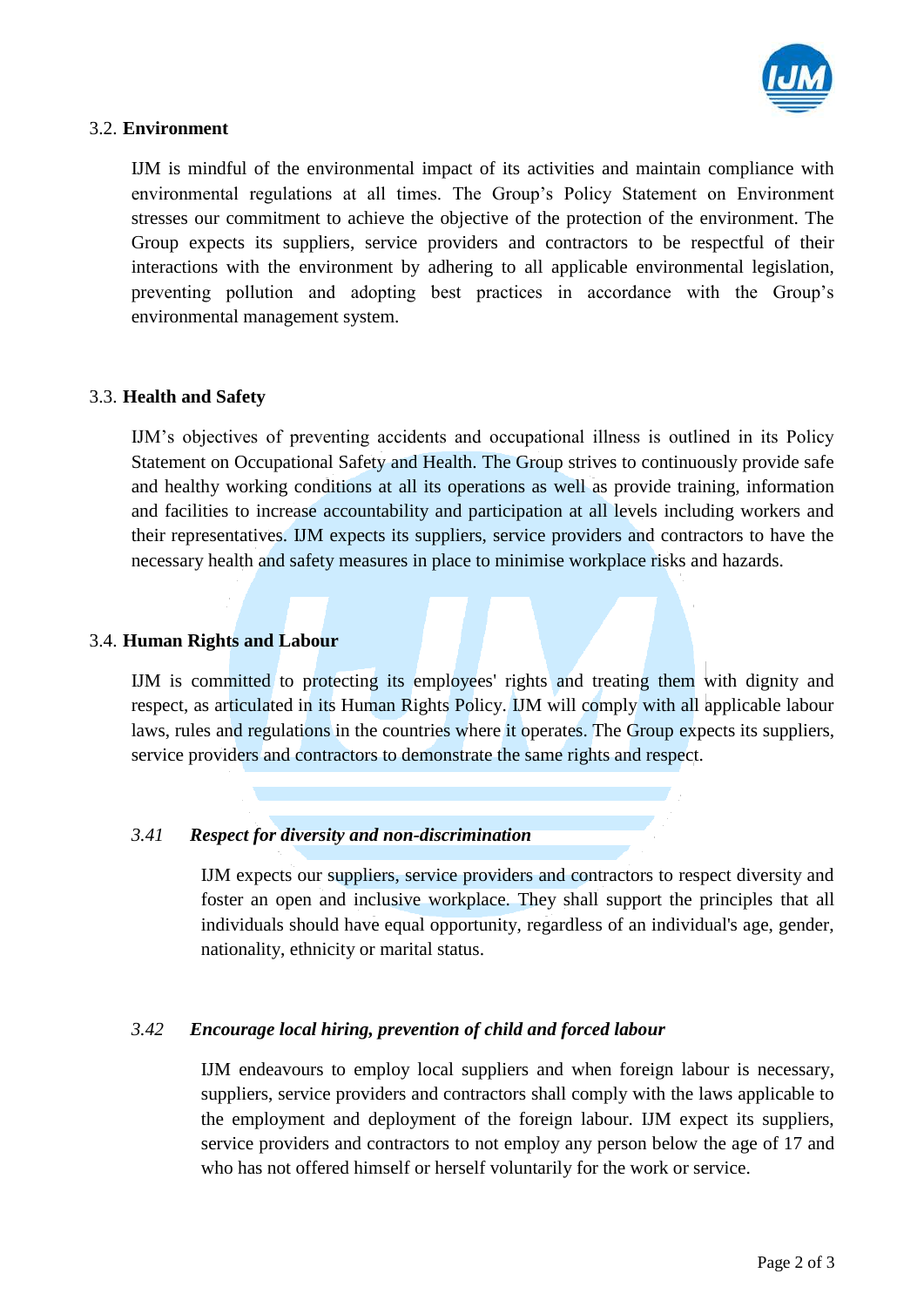### 3.2. **Environment**

IJM is mindful of the environmental impact of its activities and maintain compliance with environmental regulations at all times. The Group's Policy Statement on Environment stresses our commitment to achieve the objective of the protection of the environment. The Group expects its suppliers, service providers and contractors to be respectful of their interactions with the environment by adhering to all applicable environmental legislation, preventing pollution and adopting best practices in accordance with the Group's environmental management system.

### 3.3. **Health and Safety**

IJM's objectives of preventing accidents and occupational illness is outlined in its Policy Statement on Occupational Safety and Health. The Group strives to continuously provide safe and healthy working conditions at all its operations as well as provide training, information and facilities to increase accountability and participation at all levels including workers and their representatives. IJM expects its suppliers, service providers and contractors to have the necessary health and safety measures in place to minimise workplace risks and hazards.

### 3.4. **Human Rights and Labour**

IJM is committed to protecting its employees' rights and treating them with dignity and respect, as articulated in its Human Rights Policy. IJM will comply with all applicable labour laws, rules and regulations in the countries where it operates. The Group expects its suppliers, service providers and contractors to demonstrate the same rights and respect.

#### *3.41 Respect for diversity and non-discrimination*

IJM expects our suppliers, service providers and contractors to respect diversity and foster an open and inclusive workplace. They shall support the principles that all individuals should have equal opportunity, regardless of an individual's age, gender, nationality, ethnicity or marital status.

#### *3.42 Encourage local hiring, prevention of child and forced labour*

IJM endeavours to employ local suppliers and when foreign labour is necessary, suppliers, service providers and contractors shall comply with the laws applicable to the employment and deployment of the foreign labour. IJM expect its suppliers, service providers and contractors to not employ any person below the age of 17 and who has not offered himself or herself voluntarily for the work or service.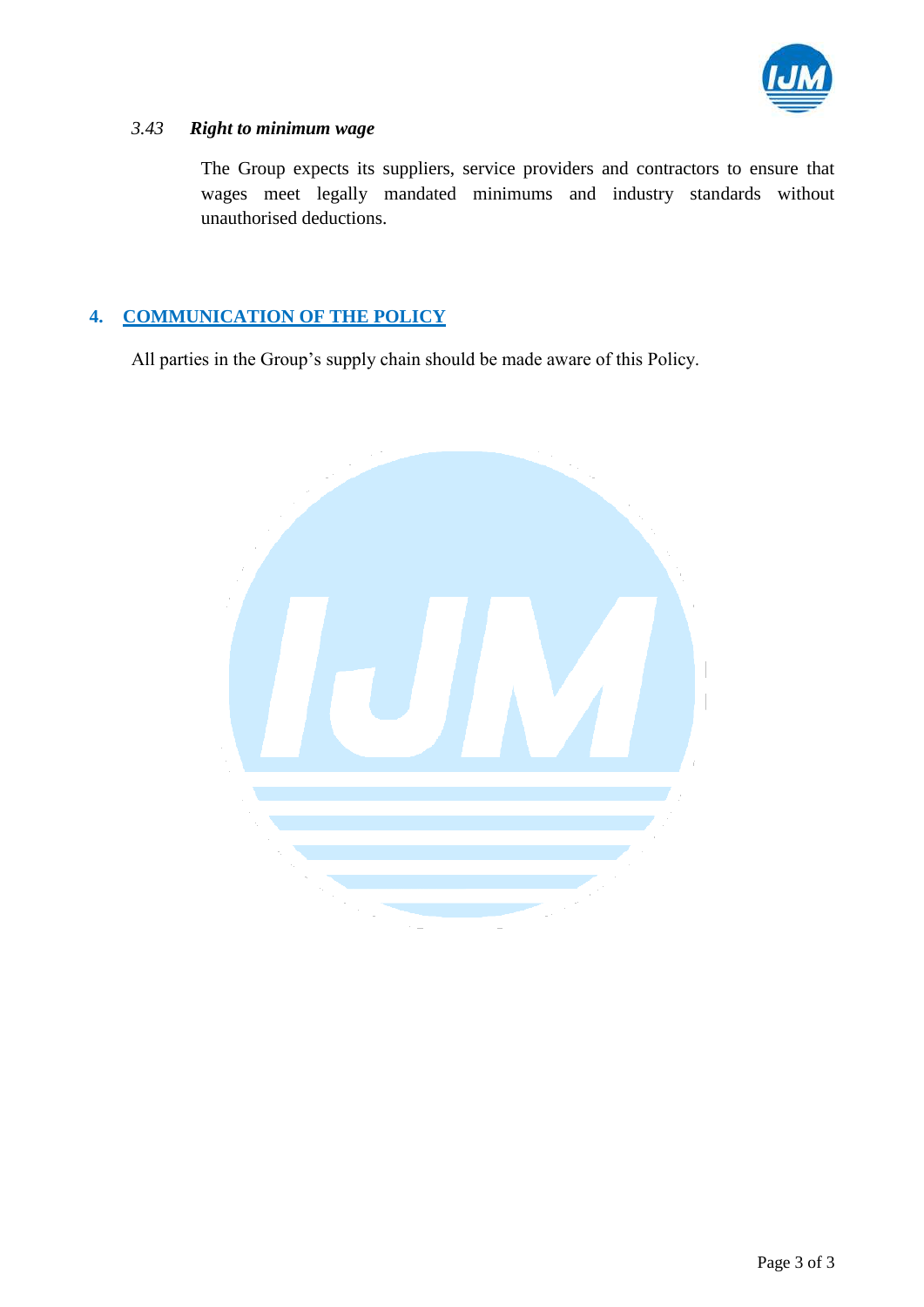*3.43* ***Right to minimum wage***

The Group expects its suppliers, service providers and contractors to ensure that wages meet legally mandated minimums and industry standards without unauthorised deductions.

## 4. COMMUNICATION OF THE POLICY

All parties in the Group's supply chain should be made aware of this Policy.